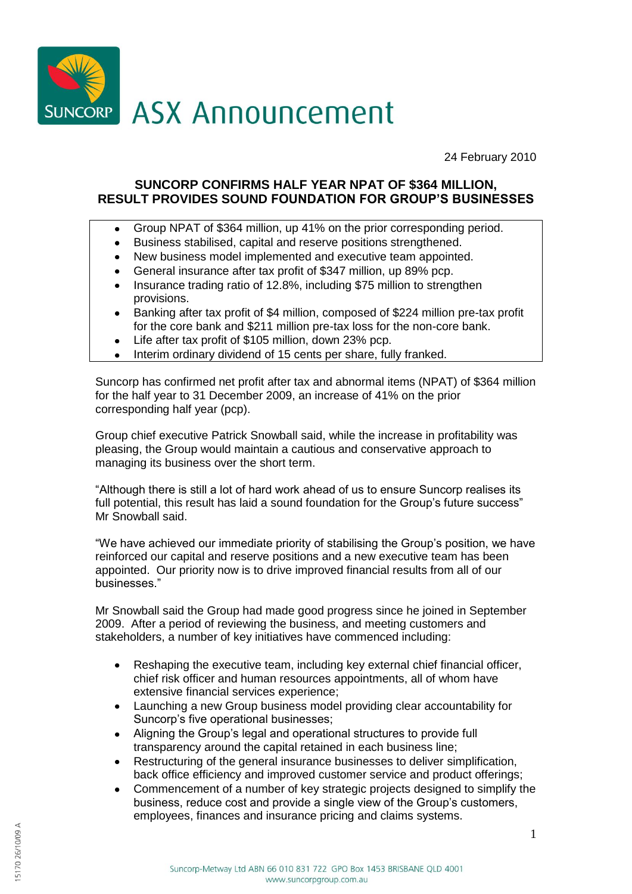# ASX Announcement

24 February 2010

## SUNCORP CONFIRMS HALF YEAR NPAT OF $364 MILLION, RESULT PROVIDES SOUND FOUNDATION FOR GROUP'S BUSINESSES

- Group NPAT of $364 million, up 41% on the prior corresponding period.
- Business stabilised, capital and reserve positions strengthened.
- New business model implemented and executive team appointed.
- General insurance after tax profit of $347 million, up 89% pcp.
- Insurance trading ratio of 12.8%, including $75 million to strengthen provisions.
- Banking after tax profit of $4 million, composed of $224 million pre-tax profit for the core bank and $211 million pre-tax loss for the non-core bank.
- Life after tax profit of $105 million, down 23% pcp.
- Interim ordinary dividend of 15 cents per share, fully franked.

Suncorp has confirmed net profit after tax and abnormal items (NPAT) of $364 million for the half year to 31 December 2009, an increase of 41% on the prior corresponding half year (pcp).

Group chief executive Patrick Snowball said, while the increase in profitability was pleasing, the Group would maintain a cautious and conservative approach to managing its business over the short term.

"Although there is still a lot of hard work ahead of us to ensure Suncorp realises its full potential, this result has laid a sound foundation for the Group's future success" Mr Snowball said.

"We have achieved our immediate priority of stabilising the Group's position, we have reinforced our capital and reserve positions and a new executive team has been appointed. Our priority now is to drive improved financial results from all of our businesses."

Mr Snowball said the Group had made good progress since he joined in September 2009. After a period of reviewing the business, and meeting customers and stakeholders, a number of key initiatives have commenced including:

- Reshaping the executive team, including key external chief financial officer, chief risk officer and human resources appointments, all of whom have extensive financial services experience;
- Launching a new Group business model providing clear accountability for Suncorp's five operational businesses;
- Aligning the Group's legal and operational structures to provide full transparency around the capital retained in each business line;
- Restructuring of the general insurance businesses to deliver simplification, back office efficiency and improved customer service and product offerings;
- Commencement of a number of key strategic projects designed to simplify the business, reduce cost and provide a single view of the Group's customers, employees, finances and insurance pricing and claims systems.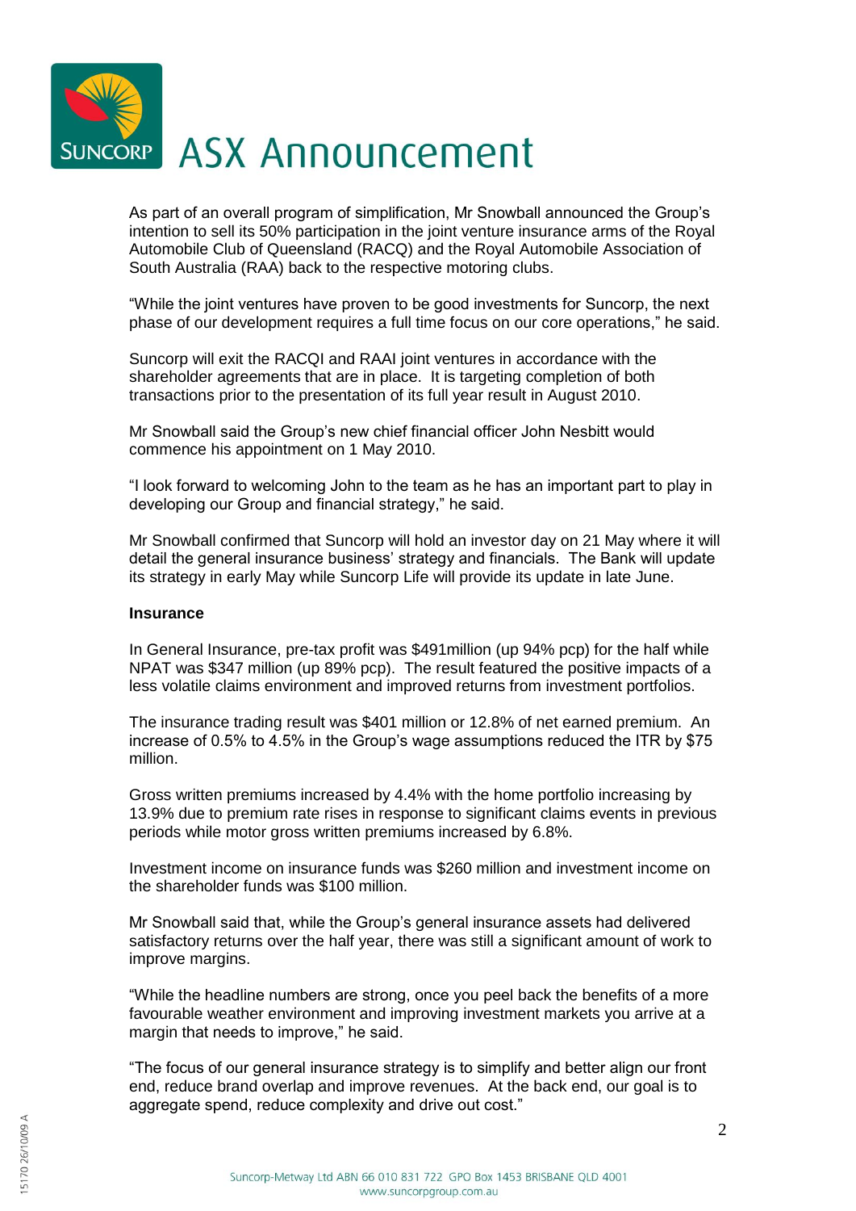As part of an overall program of simplification, Mr Snowball announced the Group's intention to sell its 50% participation in the joint venture insurance arms of the Royal Automobile Club of Queensland (RACQ) and the Royal Automobile Association of South Australia (RAA) back to the respective motoring clubs.

"While the joint ventures have proven to be good investments for Suncorp, the next phase of our development requires a full time focus on our core operations," he said.

Suncorp will exit the RACQI and RAAI joint ventures in accordance with the shareholder agreements that are in place. It is targeting completion of both transactions prior to the presentation of its full year result in August 2010.

Mr Snowball said the Group's new chief financial officer John Nesbitt would commence his appointment on 1 May 2010.

"I look forward to welcoming John to the team as he has an important part to play in developing our Group and financial strategy," he said.

Mr Snowball confirmed that Suncorp will hold an investor day on 21 May where it will detail the general insurance business' strategy and financials. The Bank will update its strategy in early May while Suncorp Life will provide its update in late June.

**Insurance**

In General Insurance, pre-tax profit was $491million (up 94% pcp) for the half while NPAT was $347 million (up 89% pcp). The result featured the positive impacts of a less volatile claims environment and improved returns from investment portfolios.

The insurance trading result was $401 million or 12.8% of net earned premium. An increase of 0.5% to 4.5% in the Group's wage assumptions reduced the ITR by $75 million.

Gross written premiums increased by 4.4% with the home portfolio increasing by 13.9% due to premium rate rises in response to significant claims events in previous periods while motor gross written premiums increased by 6.8%.

Investment income on insurance funds was $260 million and investment income on the shareholder funds was $100 million.

Mr Snowball said that, while the Group's general insurance assets had delivered satisfactory returns over the half year, there was still a significant amount of work to improve margins.

"While the headline numbers are strong, once you peel back the benefits of a more favourable weather environment and improving investment markets you arrive at a margin that needs to improve," he said.

"The focus of our general insurance strategy is to simplify and better align our front end, reduce brand overlap and improve revenues. At the back end, our goal is to aggregate spend, reduce complexity and drive out cost."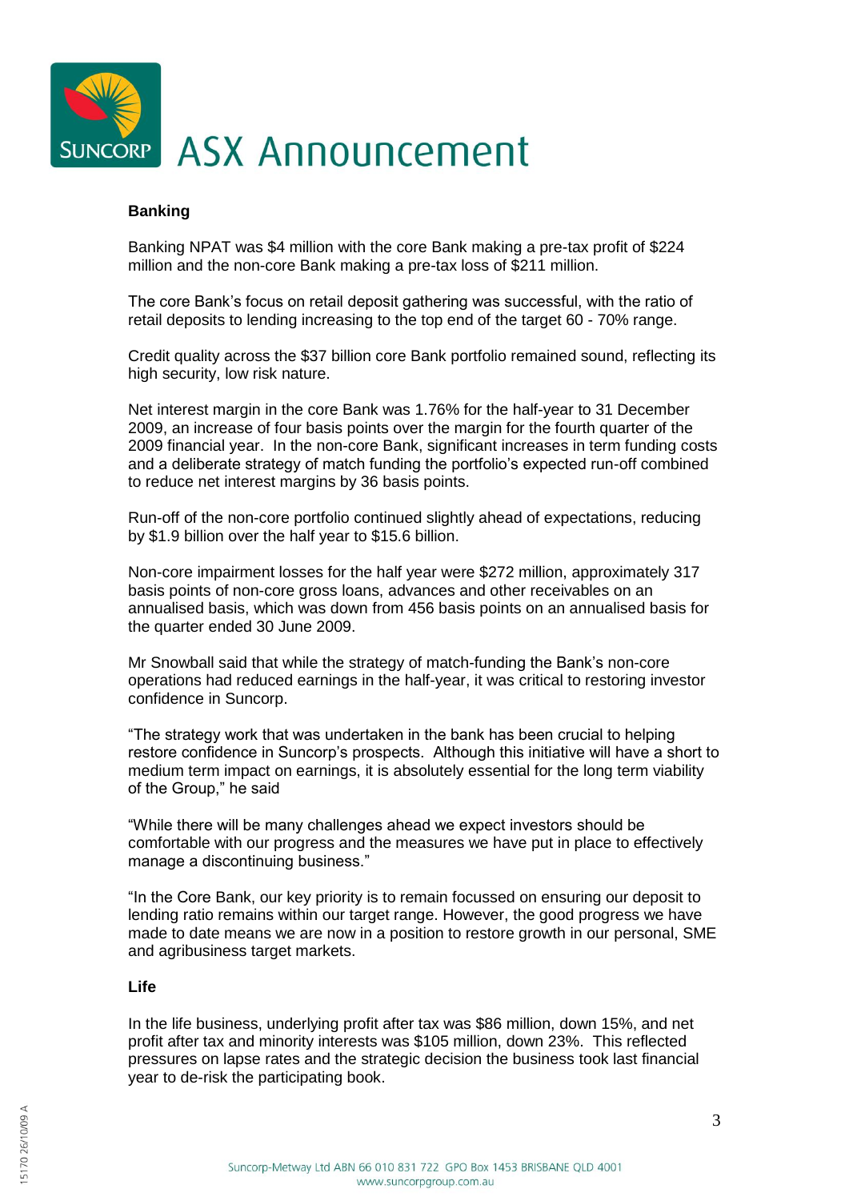## Banking

Banking NPAT was $4 million with the core Bank making a pre-tax profit of $224 million and the non-core Bank making a pre-tax loss of $211 million.

The core Bank's focus on retail deposit gathering was successful, with the ratio of retail deposits to lending increasing to the top end of the target 60 - 70% range.

Credit quality across the $37 billion core Bank portfolio remained sound, reflecting its high security, low risk nature.

Net interest margin in the core Bank was 1.76% for the half-year to 31 December 2009, an increase of four basis points over the margin for the fourth quarter of the 2009 financial year. In the non-core Bank, significant increases in term funding costs and a deliberate strategy of match funding the portfolio's expected run-off combined to reduce net interest margins by 36 basis points.

Run-off of the non-core portfolio continued slightly ahead of expectations, reducing by $1.9 billion over the half year to $15.6 billion.

Non-core impairment losses for the half year were $272 million, approximately 317 basis points of non-core gross loans, advances and other receivables on an annualised basis, which was down from 456 basis points on an annualised basis for the quarter ended 30 June 2009.

Mr Snowball said that while the strategy of match-funding the Bank's non-core operations had reduced earnings in the half-year, it was critical to restoring investor confidence in Suncorp.

"The strategy work that was undertaken in the bank has been crucial to helping restore confidence in Suncorp's prospects. Although this initiative will have a short to medium term impact on earnings, it is absolutely essential for the long term viability of the Group," he said

"While there will be many challenges ahead we expect investors should be comfortable with our progress and the measures we have put in place to effectively manage a discontinuing business."

"In the Core Bank, our key priority is to remain focussed on ensuring our deposit to lending ratio remains within our target range. However, the good progress we have made to date means we are now in a position to restore growth in our personal, SME and agribusiness target markets.

## Life

In the life business, underlying profit after tax was $86 million, down 15%, and net profit after tax and minority interests was $105 million, down 23%. This reflected pressures on lapse rates and the strategic decision the business took last financial year to de-risk the participating book.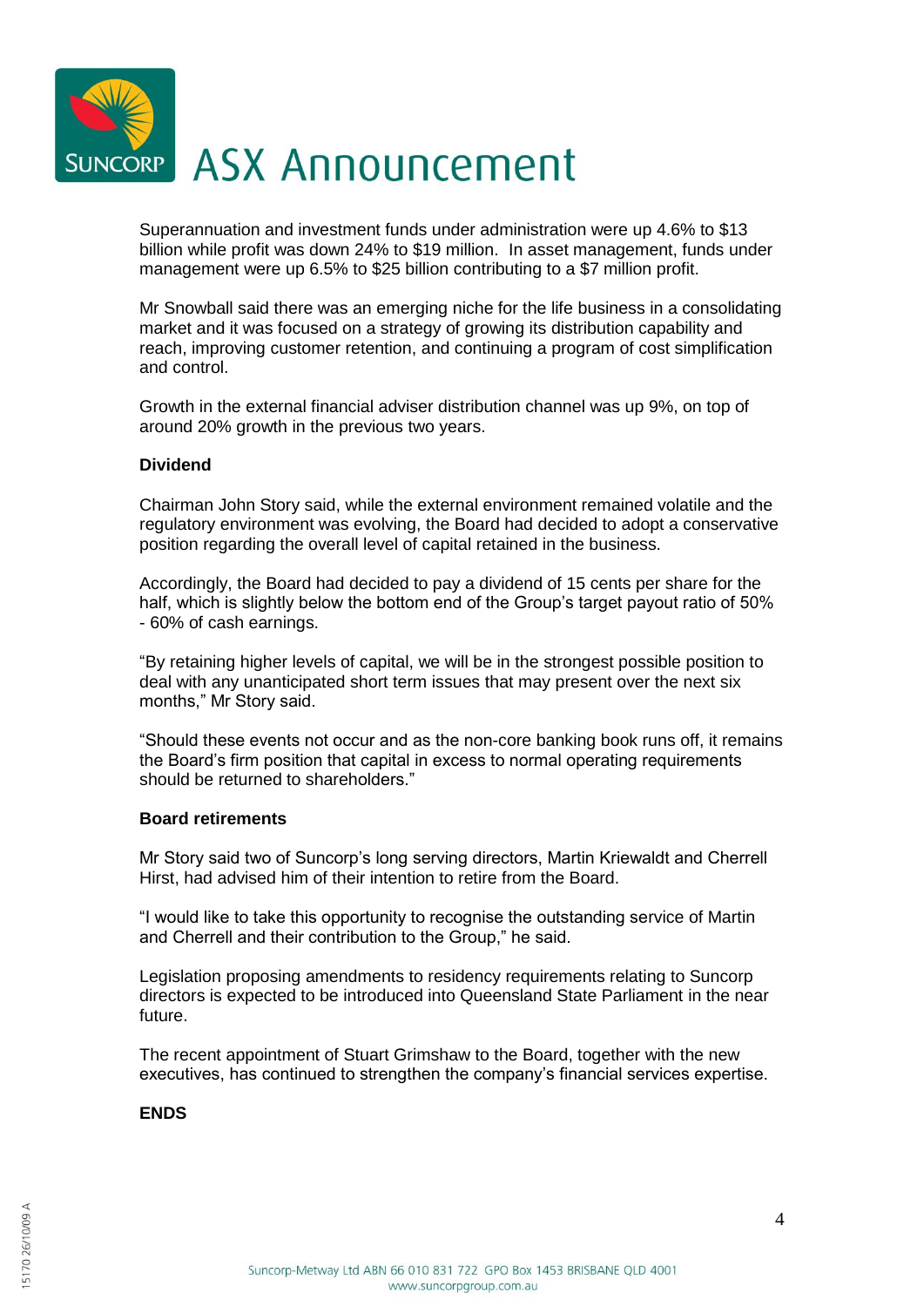Superannuation and investment funds under administration were up 4.6% to $13 billion while profit was down 24% to $19 million. In asset management, funds under management were up 6.5% to $25 billion contributing to a $7 million profit.

Mr Snowball said there was an emerging niche for the life business in a consolidating market and it was focused on a strategy of growing its distribution capability and reach, improving customer retention, and continuing a program of cost simplification and control.

Growth in the external financial adviser distribution channel was up 9%, on top of around 20% growth in the previous two years.

**Dividend**

Chairman John Story said, while the external environment remained volatile and the regulatory environment was evolving, the Board had decided to adopt a conservative position regarding the overall level of capital retained in the business.

Accordingly, the Board had decided to pay a dividend of 15 cents per share for the half, which is slightly below the bottom end of the Group's target payout ratio of 50% - 60% of cash earnings.

"By retaining higher levels of capital, we will be in the strongest possible position to deal with any unanticipated short term issues that may present over the next six months," Mr Story said.

"Should these events not occur and as the non-core banking book runs off, it remains the Board's firm position that capital in excess to normal operating requirements should be returned to shareholders."

**Board retirements**

Mr Story said two of Suncorp's long serving directors, Martin Kriewaldt and Cherrell Hirst, had advised him of their intention to retire from the Board.

"I would like to take this opportunity to recognise the outstanding service of Martin and Cherrell and their contribution to the Group," he said.

Legislation proposing amendments to residency requirements relating to Suncorp directors is expected to be introduced into Queensland State Parliament in the near future.

The recent appointment of Stuart Grimshaw to the Board, together with the new executives, has continued to strengthen the company's financial services expertise.

**ENDS**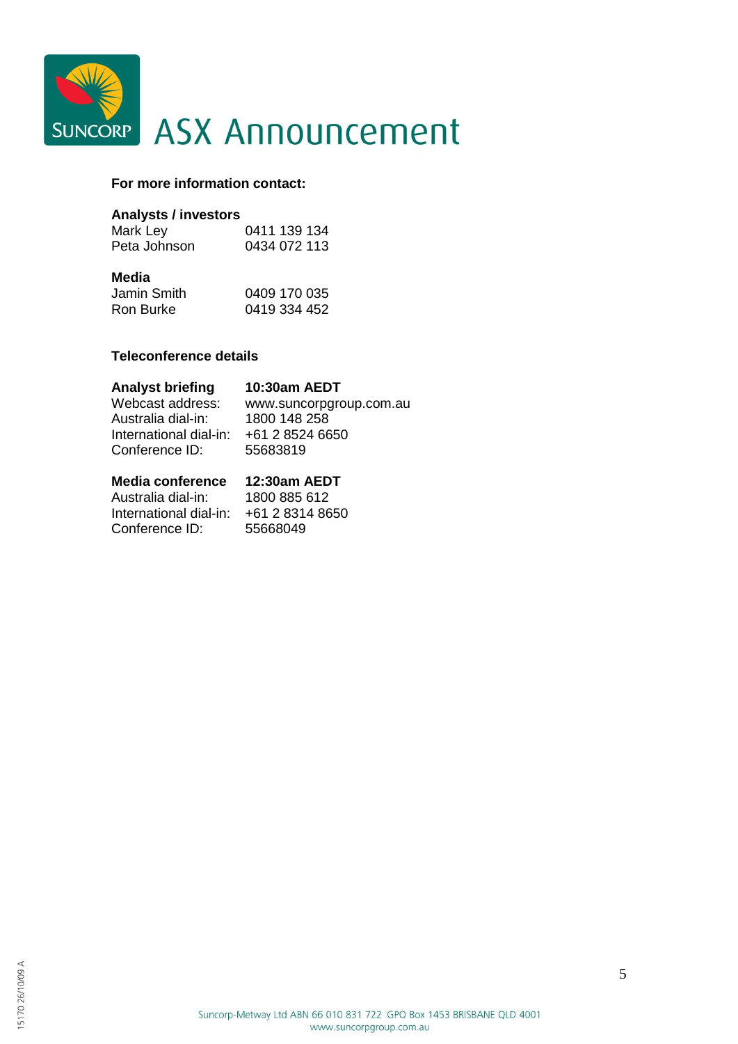# ASX Announcement

**For more information contact:**

**Analysts / investors**

| | |
|---|---|
| Mark Ley | 0411 139 134 |
| Peta Johnson | 0434 072 113 |

**Media**

| | |
|---|---|
| Jamin Smith | 0409 170 035 |
| Ron Burke | 0419 334 452 |

**Teleconference details**

| | |
|---|---|
| **Analyst briefing** | **10:30am AEDT** |
| Webcast address: | www.suncorpgroup.com.au |
| Australia dial-in: | 1800 148 258 |
| International dial-in: | +61 2 8524 6650 |
| Conference ID: | 55683819 |

| | |
|---|---|
| **Media conference** | **12:30am AEDT** |
| Australia dial-in: | 1800 885 612 |
| International dial-in: | +61 2 8314 8650 |
| Conference ID: | 55668049 |

15170 26/10/09 A

Suncorp-Metway Ltd ABN 66 010 831 722 GPO Box 1453 BRISBANE QLD 4001
www.suncorpgroup.com.au